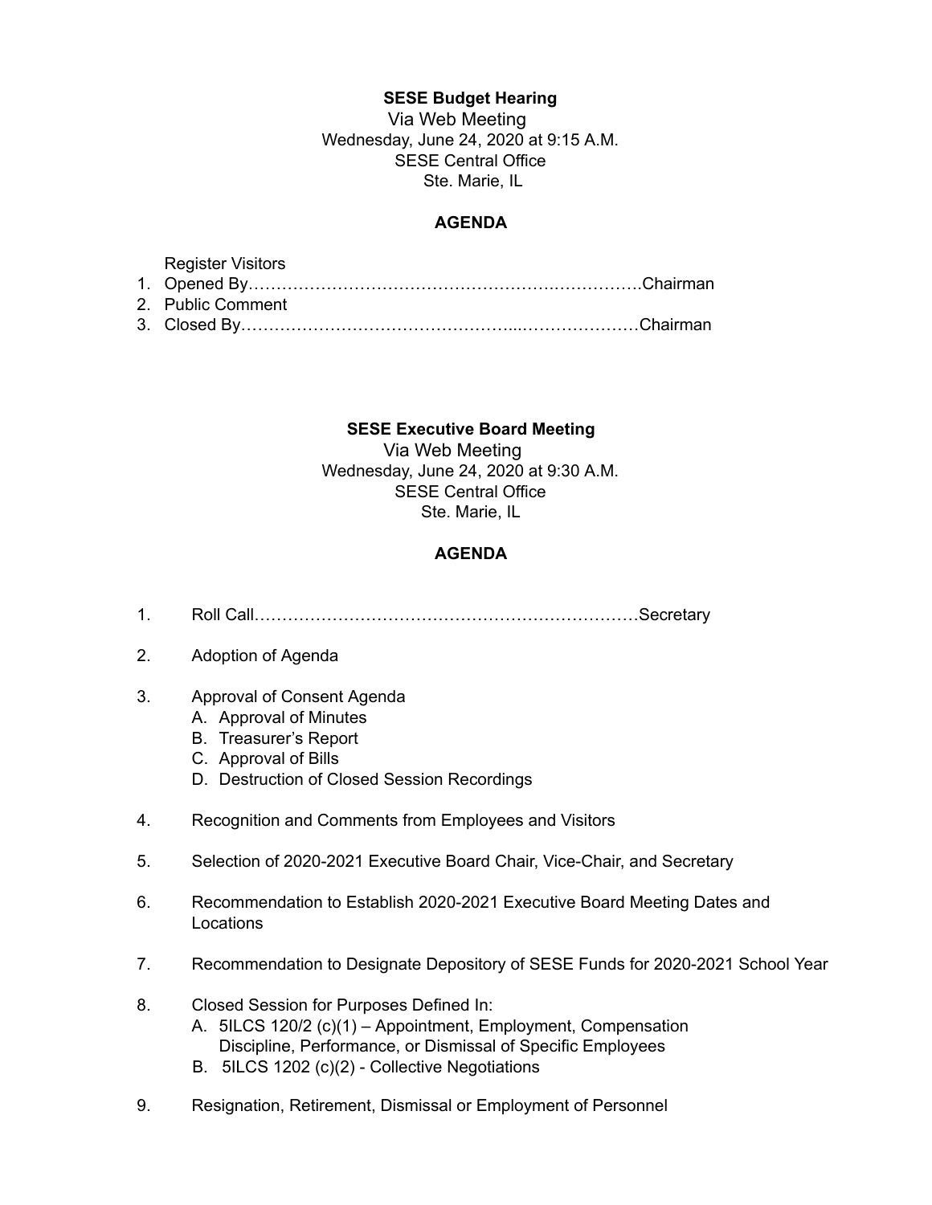**SESE Budget Hearing**

Via Web Meeting
Wednesday, June 24, 2020 at 9:15 A.M.
SESE Central Office
Ste. Marie, IL

**AGENDA**

Register Visitors

1. Opened By…………………………………………….………………Chairman
2. Public Comment
3. Closed By……………………………………………..…………………Chairman

**SESE Executive Board Meeting**

Via Web Meeting
Wednesday, June 24, 2020 at 9:30 A.M.
SESE Central Office
Ste. Marie, IL

**AGENDA**

1. Roll Call……………………………………………………………Secretary
2. Adoption of Agenda
3. Approval of Consent Agenda
   A. Approval of Minutes
   B. Treasurer's Report
   C. Approval of Bills
   D. Destruction of Closed Session Recordings
4. Recognition and Comments from Employees and Visitors
5. Selection of 2020-2021 Executive Board Chair, Vice-Chair, and Secretary
6. Recommendation to Establish 2020-2021 Executive Board Meeting Dates and Locations
7. Recommendation to Designate Depository of SESE Funds for 2020-2021 School Year
8. Closed Session for Purposes Defined In:
   A. 5ILCS 120/2 (c)(1) – Appointment, Employment, Compensation Discipline, Performance, or Dismissal of Specific Employees
   B. 5ILCS 1202 (c)(2) - Collective Negotiations
9. Resignation, Retirement, Dismissal or Employment of Personnel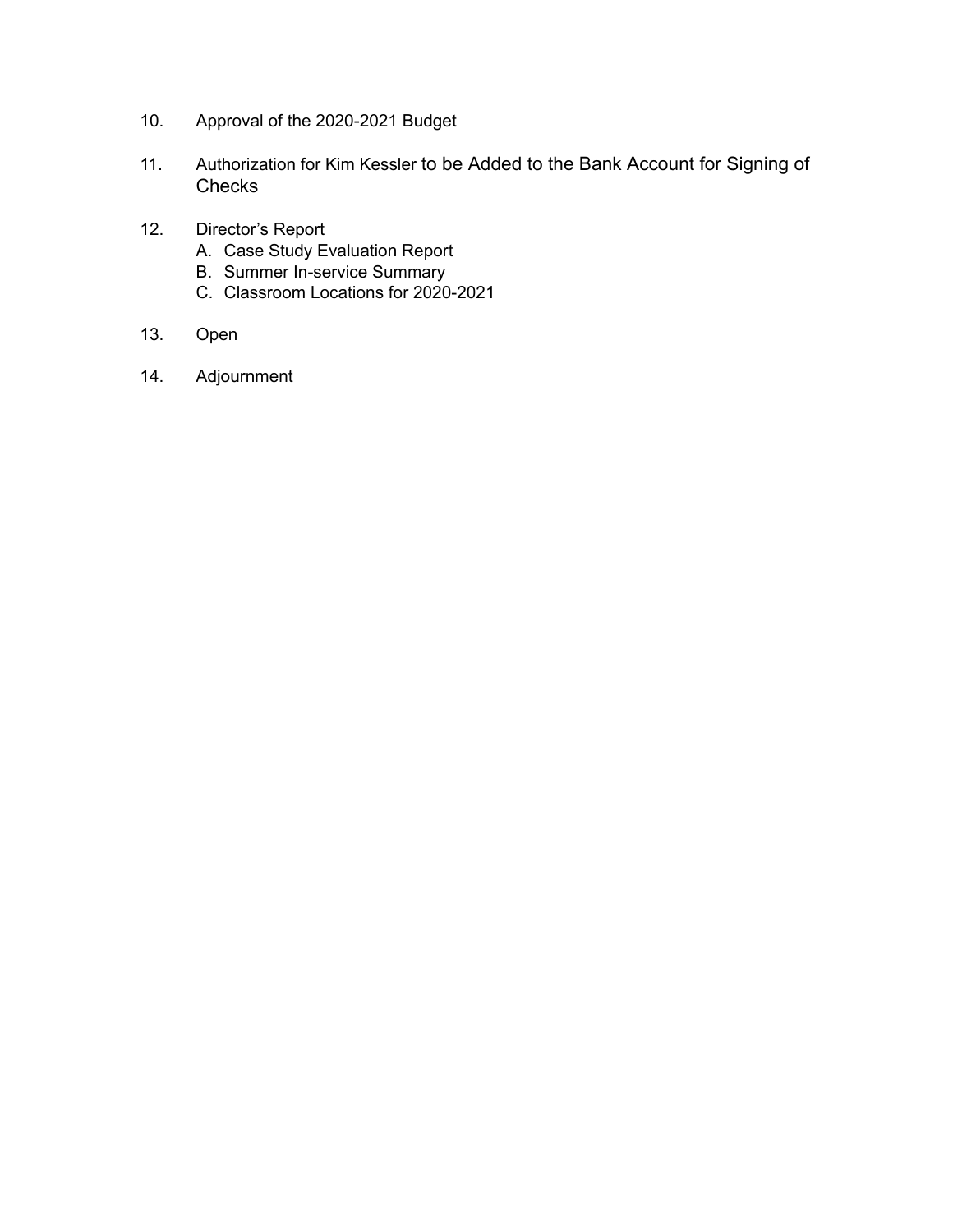10. Approval of the 2020-2021 Budget

11. Authorization for Kim Kessler to be Added to the Bank Account for Signing of Checks

12. Director's Report
    A. Case Study Evaluation Report
    B. Summer In-service Summary
    C. Classroom Locations for 2020-2021

13. Open

14. Adjournment